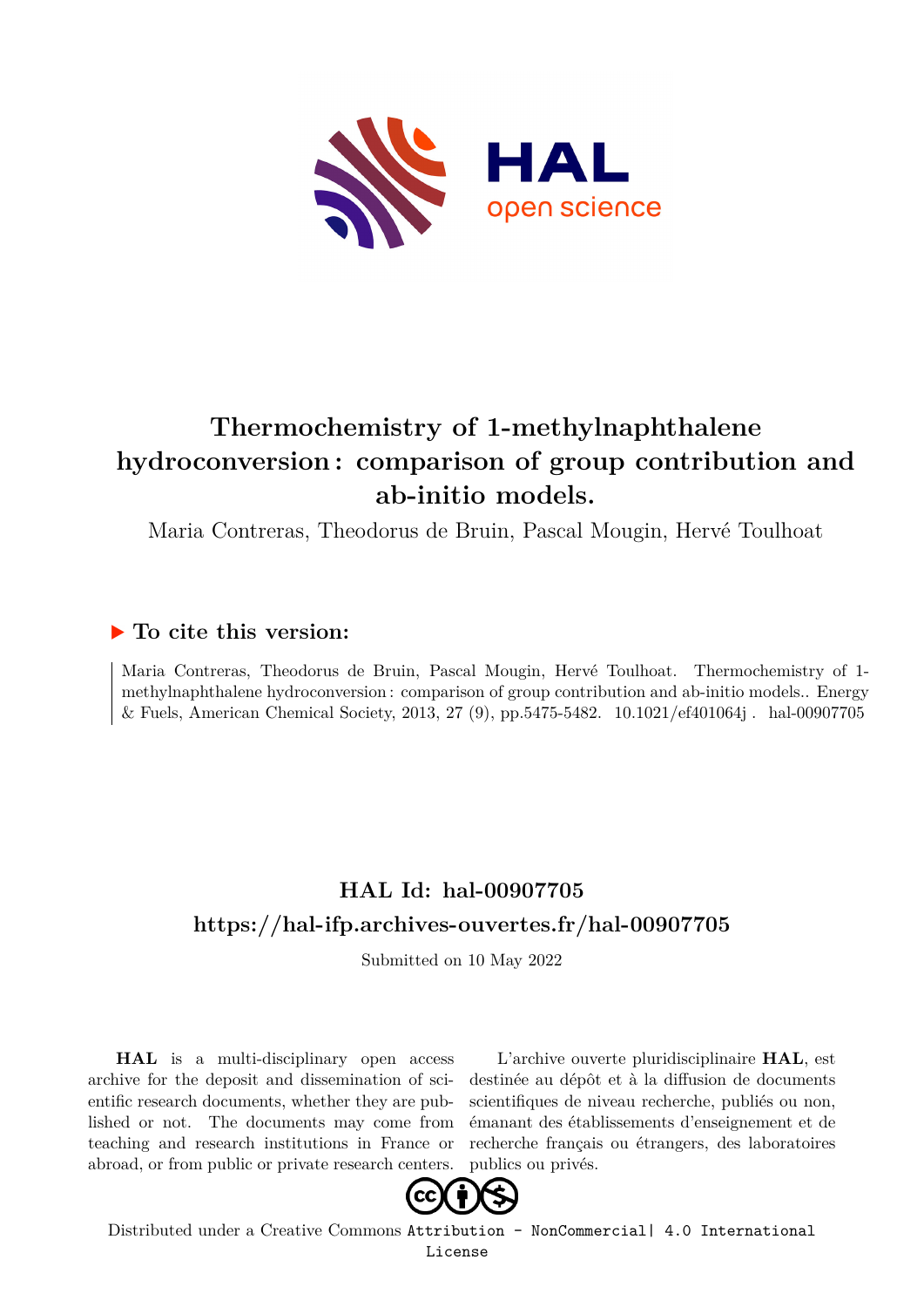# Thermochemistry of 1-methylnaphthalene hydroconversion : comparison of group contribution and ab-initio models.

Maria Contreras, Theodorus de Bruin, Pascal Mougin, Hervé Toulhoat

## ▶ To cite this version:

Maria Contreras, Theodorus de Bruin, Pascal Mougin, Hervé Toulhoat. Thermochemistry of 1-methylnaphthalene hydroconversion : comparison of group contribution and ab-initio models.. Energy & Fuels, American Chemical Society, 2013, 27 (9), pp.5475-5482. 10.1021/ef401064j . hal-00907705

## HAL Id: hal-00907705

## https://hal-ifp.archives-ouvertes.fr/hal-00907705

Submitted on 10 May 2022

**HAL** is a multi-disciplinary open access archive for the deposit and dissemination of scientific research documents, whether they are published or not. The documents may come from teaching and research institutions in France or abroad, or from public or private research centers.

L'archive ouverte pluridisciplinaire **HAL**, est destinée au dépôt et à la diffusion de documents scientifiques de niveau recherche, publiés ou non, émanant des établissements d'enseignement et de recherche français ou étrangers, des laboratoires publics ou privés.

Distributed under a Creative Commons Attribution - NonCommercial| 4.0 International License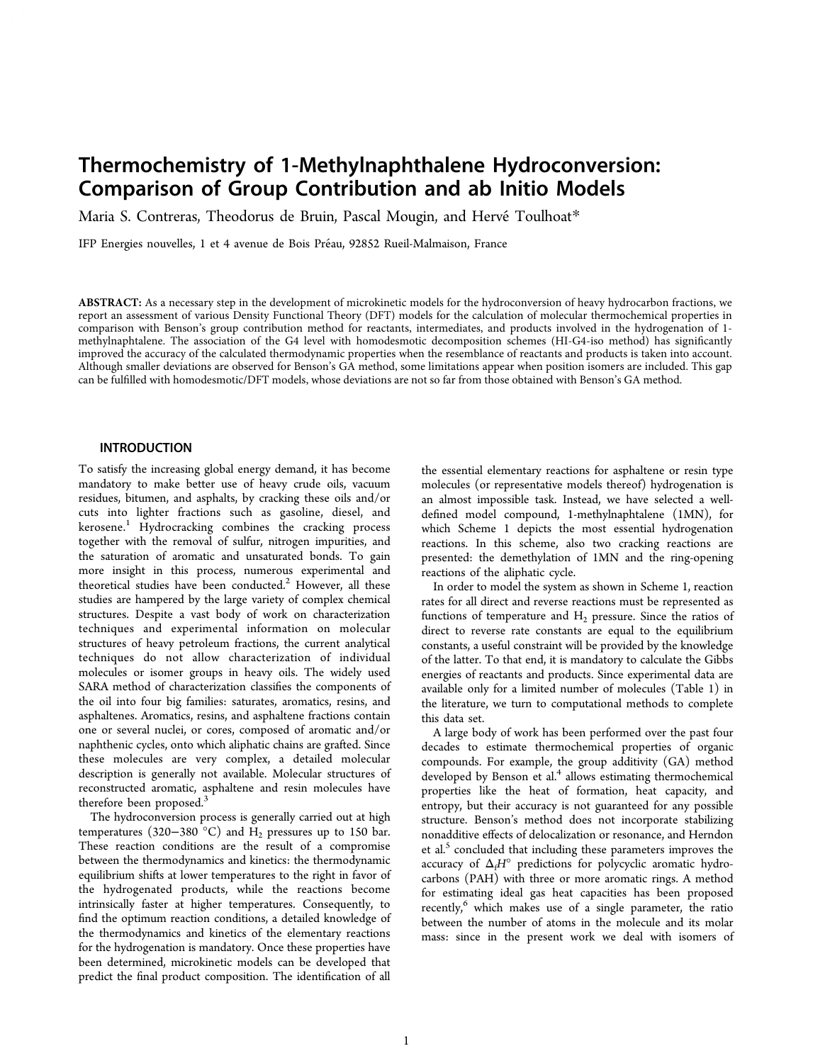# Thermochemistry of 1-Methylnaphthalene Hydroconversion: Comparison of Group Contribution and ab Initio Models

Maria S. Contreras, Theodorus de Bruin, Pascal Mougin, and Hervé Toulhoat*

IFP Energies nouvelles, 1 et 4 avenue de Bois Préau, 92852 Rueil-Malmaison, France

**ABSTRACT:** As a necessary step in the development of microkinetic models for the hydroconversion of heavy hydrocarbon fractions, we report an assessment of various Density Functional Theory (DFT) models for the calculation of molecular thermochemical properties in comparison with Benson's group contribution method for reactants, intermediates, and products involved in the hydrogenation of 1-methylnaphtalene. The association of the G4 level with homodesmotic decomposition schemes (HI-G4-iso method) has significantly improved the accuracy of the calculated thermodynamic properties when the resemblance of reactants and products is taken into account. Although smaller deviations are observed for Benson's GA method, some limitations appear when position isomers are included. This gap can be fulfilled with homodesmotic/DFT models, whose deviations are not so far from those obtained with Benson's GA method.

## INTRODUCTION

To satisfy the increasing global energy demand, it has become mandatory to make better use of heavy crude oils, vacuum residues, bitumen, and asphalts, by cracking these oils and/or cuts into lighter fractions such as gasoline, diesel, and kerosene.[1] Hydrocracking combines the cracking process together with the removal of sulfur, nitrogen impurities, and the saturation of aromatic and unsaturated bonds. To gain more insight in this process, numerous experimental and theoretical studies have been conducted.[2] However, all these studies are hampered by the large variety of complex chemical structures. Despite a vast body of work on characterization techniques and experimental information on molecular structures of heavy petroleum fractions, the current analytical techniques do not allow characterization of individual molecules or isomer groups in heavy oils. The widely used SARA method of characterization classifies the components of the oil into four big families: saturates, aromatics, resins, and asphaltenes. Aromatics, resins, and asphaltene fractions contain one or several nuclei, or cores, composed of aromatic and/or naphthenic cycles, onto which aliphatic chains are grafted. Since these molecules are very complex, a detailed molecular description is generally not available. Molecular structures of reconstructed aromatic, asphaltene and resin molecules have therefore been proposed.[3]

The hydroconversion process is generally carried out at high temperatures (320−380 °C) and $H_2$ pressures up to 150 bar. These reaction conditions are the result of a compromise between the thermodynamics and kinetics: the thermodynamic equilibrium shifts at lower temperatures to the right in favor of the hydrogenated products, while the reactions become intrinsically faster at higher temperatures. Consequently, to find the optimum reaction conditions, a detailed knowledge of the thermodynamics and kinetics of the elementary reactions for the hydrogenation is mandatory. Once these properties have been determined, microkinetic models can be developed that predict the final product composition. The identification of all the essential elementary reactions for asphaltene or resin type molecules (or representative models thereof) hydrogenation is an almost impossible task. Instead, we have selected a well-defined model compound, 1-methylnaphtalene (1MN), for which Scheme 1 depicts the most essential hydrogenation reactions. In this scheme, also two cracking reactions are presented: the demethylation of 1MN and the ring-opening reactions of the aliphatic cycle.

In order to model the system as shown in Scheme 1, reaction rates for all direct and reverse reactions must be represented as functions of temperature and $H_2$ pressure. Since the ratios of direct to reverse rate constants are equal to the equilibrium constants, a useful constraint will be provided by the knowledge of the latter. To that end, it is mandatory to calculate the Gibbs energies of reactants and products. Since experimental data are available only for a limited number of molecules (Table 1) in the literature, we turn to computational methods to complete this data set.

A large body of work has been performed over the past four decades to estimate thermochemical properties of organic compounds. For example, the group additivity (GA) method developed by Benson et al.[4] allows estimating thermochemical properties like the heat of formation, heat capacity, and entropy, but their accuracy is not guaranteed for any possible structure. Benson's method does not incorporate stabilizing nonadditive effects of delocalization or resonance, and Herndon et al.[5] concluded that including these parameters improves the accuracy of $\Delta_f H°$ predictions for polycyclic aromatic hydrocarbons (PAH) with three or more aromatic rings. A method for estimating ideal gas heat capacities has been proposed recently,[6] which makes use of a single parameter, the ratio between the number of atoms in the molecule and its molar mass: since in the present work we deal with isomers of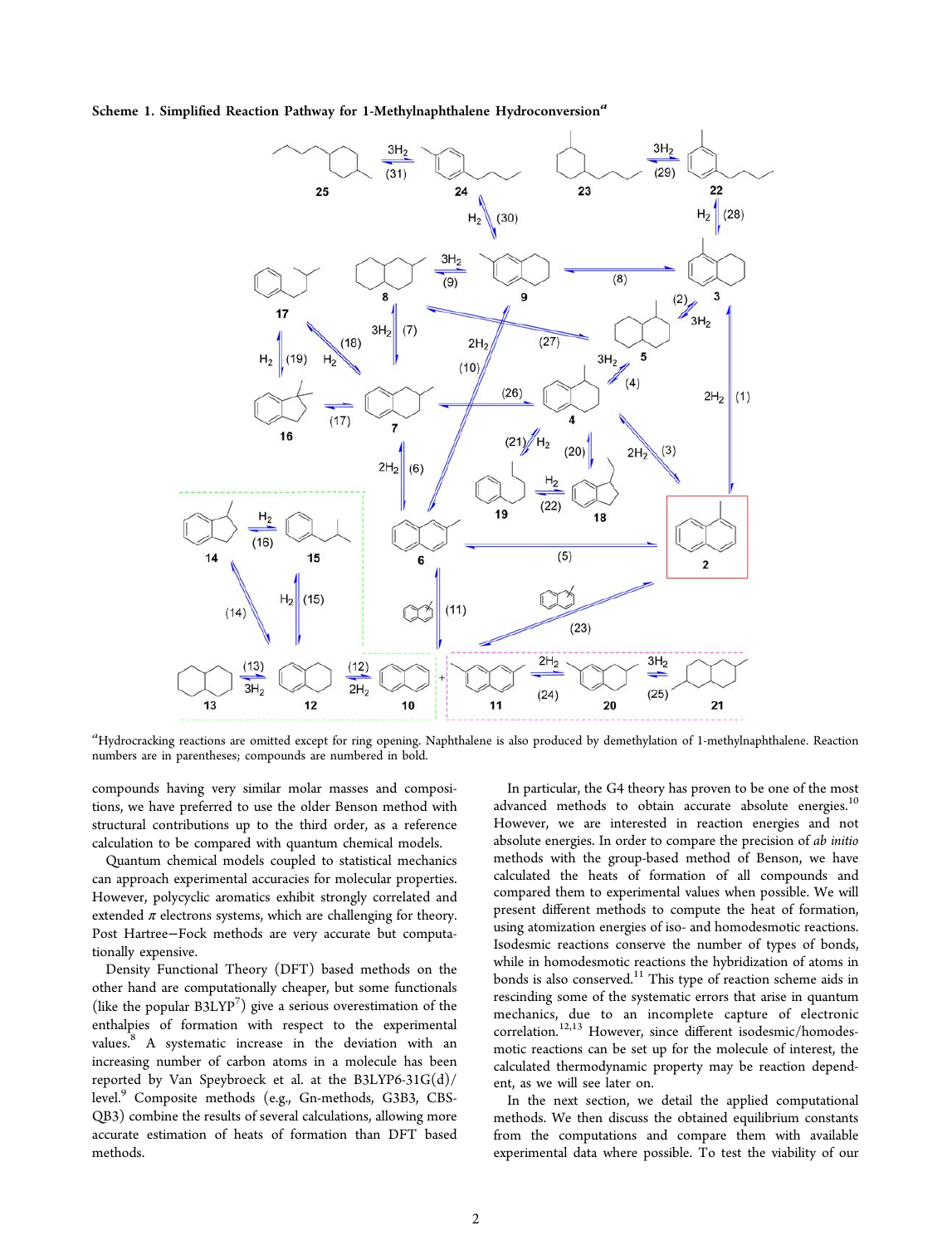**Scheme 1. Simplified Reaction Pathway for 1-Methylnaphthalene Hydroconversion[a]**

[a]Hydrocracking reactions are omitted except for ring opening. Naphthalene is also produced by demethylation of 1-methylnaphthalene. Reaction numbers are in parentheses; compounds are numbered in bold.

compounds having very similar molar masses and compositions, we have preferred to use the older Benson method with structural contributions up to the third order, as a reference calculation to be compared with quantum chemical models.

Quantum chemical models coupled to statistical mechanics can approach experimental accuracies for molecular properties. However, polycyclic aromatics exhibit strongly correlated and extended $\pi$ electrons systems, which are challenging for theory. Post Hartree–Fock methods are very accurate but computationally expensive.

Density Functional Theory (DFT) based methods on the other hand are computationally cheaper, but some functionals (like the popular B3LYP[7]) give a serious overestimation of the enthalpies of formation with respect to the experimental values.[8] A systematic increase in the deviation with an increasing number of carbon atoms in a molecule has been reported by Van Speybroeck et al. at the B3LYP6-31G(d)/level.[9] Composite methods (e.g., Gn-methods, G3B3, CBS-QB3) combine the results of several calculations, allowing more accurate estimation of heats of formation than DFT based methods.

In particular, the G4 theory has proven to be one of the most advanced methods to obtain accurate absolute energies.[10] However, we are interested in reaction energies and not absolute energies. In order to compare the precision of *ab initio* methods with the group-based method of Benson, we have calculated the heats of formation of all compounds and compared them to experimental values when possible. We will present different methods to compute the heat of formation, using atomization energies of iso- and homodesmotic reactions. Isodesmic reactions conserve the number of types of bonds, while in homodesmotic reactions the hybridization of atoms in bonds is also conserved.[11] This type of reaction scheme aids in rescinding some of the systematic errors that arise in quantum mechanics, due to an incomplete capture of electronic correlation.[12,13] However, since different isodesmic/homodesmotic reactions can be set up for the molecule of interest, the calculated thermodynamic property may be reaction dependent, as we will see later on.

In the next section, we detail the applied computational methods. We then discuss the obtained equilibrium constants from the computations and compare them with available experimental data where possible. To test the viability of our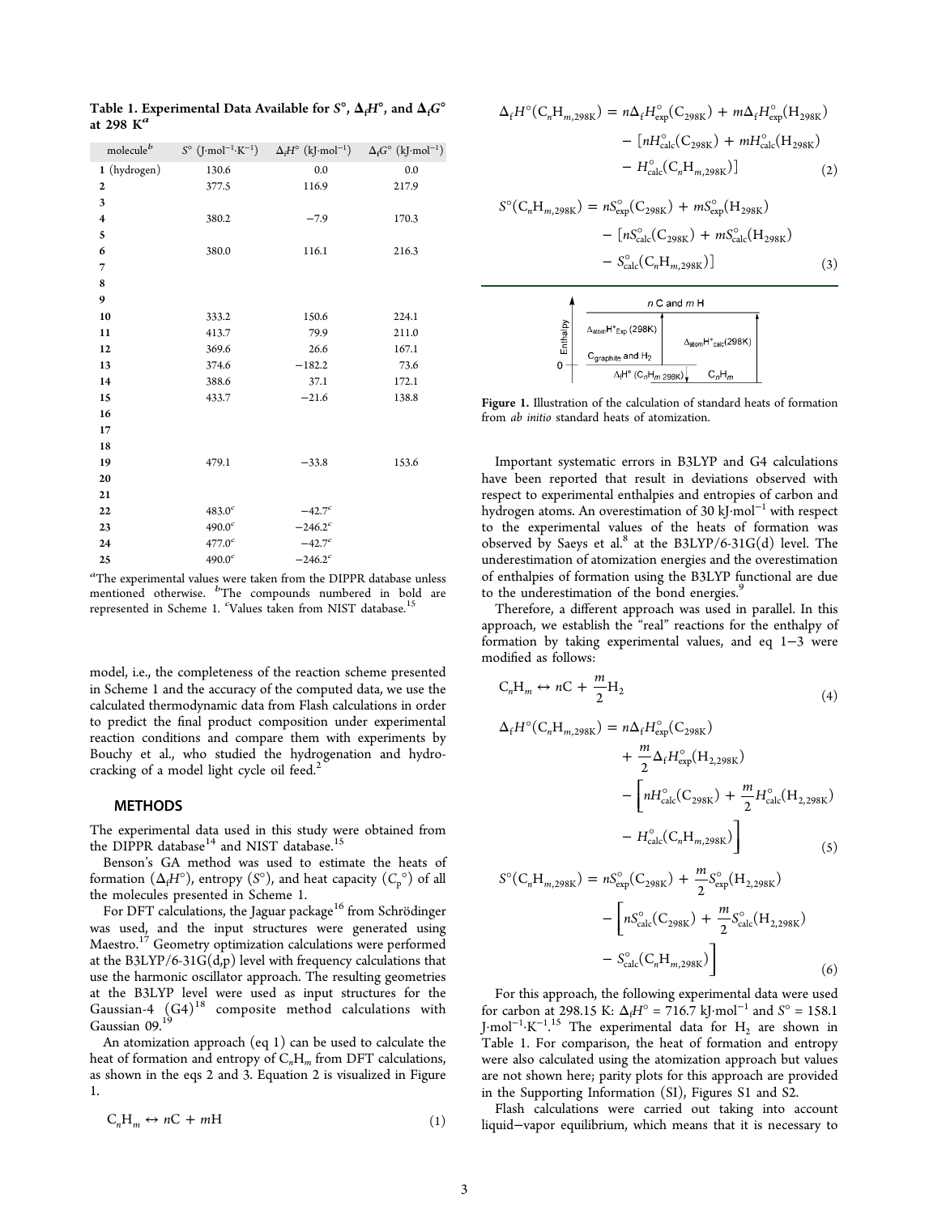**Table 1. Experimental Data Available for $S°$, $\Delta_f H°$, and $\Delta_f G°$ at 298 K[a]**

| molecule[b] | $S°$ (J·mol$^{-1}$·K$^{-1}$) | $\Delta_f H°$ (kJ·mol$^{-1}$) | $\Delta_f G°$ (kJ·mol$^{-1}$) |
|---|---|---|---|
| **1** (hydrogen) | 130.6 | 0.0 | 0.0 |
| **2** | 377.5 | 116.9 | 217.9 |
| **3** | | | |
| **4** | 380.2 | −7.9 | 170.3 |
| **5** | | | |
| **6** | 380.0 | 116.1 | 216.3 |
| **7** | | | |
| **8** | | | |
| **9** | | | |
| **10** | 333.2 | 150.6 | 224.1 |
| **11** | 413.7 | 79.9 | 211.0 |
| **12** | 369.6 | 26.6 | 167.1 |
| **13** | 374.6 | −182.2 | 73.6 |
| **14** | 388.6 | 37.1 | 172.1 |
| **15** | 433.7 | −21.6 | 138.8 |
| **16** | | | |
| **17** | | | |
| **18** | | | |
| **19** | 479.1 | −33.8 | 153.6 |
| **20** | | | |
| **21** | | | |
| **22** | 483.0[c] | −42.7[c] | |
| **23** | 490.0[c] | −246.2[c] | |
| **24** | 477.0[c] | −42.7[c] | |
| **25** | 490.0[c] | −246.2[c] | |

[a]The experimental values were taken from the DIPPR database unless mentioned otherwise. [b]The compounds numbered in bold are represented in Scheme 1. [c]Values taken from NIST database.[15]

model, i.e., the completeness of the reaction scheme presented in Scheme 1 and the accuracy of the computed data, we use the calculated thermodynamic data from Flash calculations in order to predict the final product composition under experimental reaction conditions and compare them with experiments by Bouchy et al., who studied the hydrogenation and hydrocracking of a model light cycle oil feed.[2]

## METHODS

The experimental data used in this study were obtained from the DIPPR database[14] and NIST database.[15]

Benson's GA method was used to estimate the heats of formation ($\Delta_f H°$), entropy ($S°$), and heat capacity ($C_p°$) of all the molecules presented in Scheme 1.

For DFT calculations, the Jaguar package[16] from Schrödinger was used, and the input structures were generated using Maestro.[17] Geometry optimization calculations were performed at the B3LYP/6-31G(d,p) level with frequency calculations that use the harmonic oscillator approach. The resulting geometries at the B3LYP level were used as input structures for the Gaussian-4 (G4)[18] composite method calculations with Gaussian 09.[19]

An atomization approach (eq 1) can be used to calculate the heat of formation and entropy of $C_nH_m$ from DFT calculations, as shown in the eqs 2 and 3. Equation 2 is visualized in Figure 1.

$$C_nH_m \leftrightarrow nC + mH \tag{1}$$

$$\Delta_f H°(C_nH_{m,298K}) = n\Delta_f H°_{exp}(C_{298K}) + m\Delta_f H°_{exp}(H_{298K}) - [nH°_{calc}(C_{298K}) + mH°_{calc}(H_{298K}) - H°_{calc}(C_nH_{m,298K})] \tag{2}$$

$$S°(C_nH_{m,298K}) = nS°_{exp}(C_{298K}) + mS°_{exp}(H_{298K}) - [nS°_{calc}(C_{298K}) + mS°_{calc}(H_{298K}) - S°_{calc}(C_nH_{m,298K})] \tag{3}$$

Figure 1. Illustration of the calculation of standard heats of formation from *ab initio* standard heats of atomization.

Important systematic errors in B3LYP and G4 calculations have been reported that result in deviations observed with respect to experimental enthalpies and entropies of carbon and hydrogen atoms. An overestimation of 30 kJ·mol$^{-1}$ with respect to the experimental values of the heats of formation was observed by Saeys et al.[8] at the B3LYP/6-31G(d) level. The underestimation of atomization energies and the overestimation of enthalpies of formation using the B3LYP functional are due to the underestimation of the bond energies.[9]

Therefore, a different approach was used in parallel. In this approach, we establish the "real" reactions for the enthalpy of formation by taking experimental values, and eq 1−3 were modified as follows:

$$C_nH_m \leftrightarrow nC + \frac{m}{2}H_2 \tag{4}$$

$$\Delta_f H°(C_nH_{m,298K}) = n\Delta_f H°_{exp}(C_{298K}) + \frac{m}{2}\Delta_f H°_{exp}(H_{2,298K}) - \left[nH°_{calc}(C_{298K}) + \frac{m}{2}H°_{calc}(H_{2,298K}) - H°_{calc}(C_nH_{m,298K})\right] \tag{5}$$

$$S°(C_nH_{m,298K}) = nS°_{exp}(C_{298K}) + \frac{m}{2}S°_{exp}(H_{2,298K}) - \left[nS°_{calc}(C_{298K}) + \frac{m}{2}S°_{calc}(H_{2,298K}) - S°_{calc}(C_nH_{m,298K})\right] \tag{6}$$

For this approach, the following experimental data were used for carbon at 298.15 K: $\Delta_f H° = 716.7$ kJ·mol$^{-1}$ and $S° = 158.1$ J·mol$^{-1}$·K$^{-1}$.[15] The experimental data for $H_2$ are shown in Table 1. For comparison, the heat of formation and entropy were also calculated using the atomization approach but values are not shown here; parity plots for this approach are provided in the Supporting Information (SI), Figures S1 and S2.

Flash calculations were carried out taking into account liquid−vapor equilibrium, which means that it is necessary to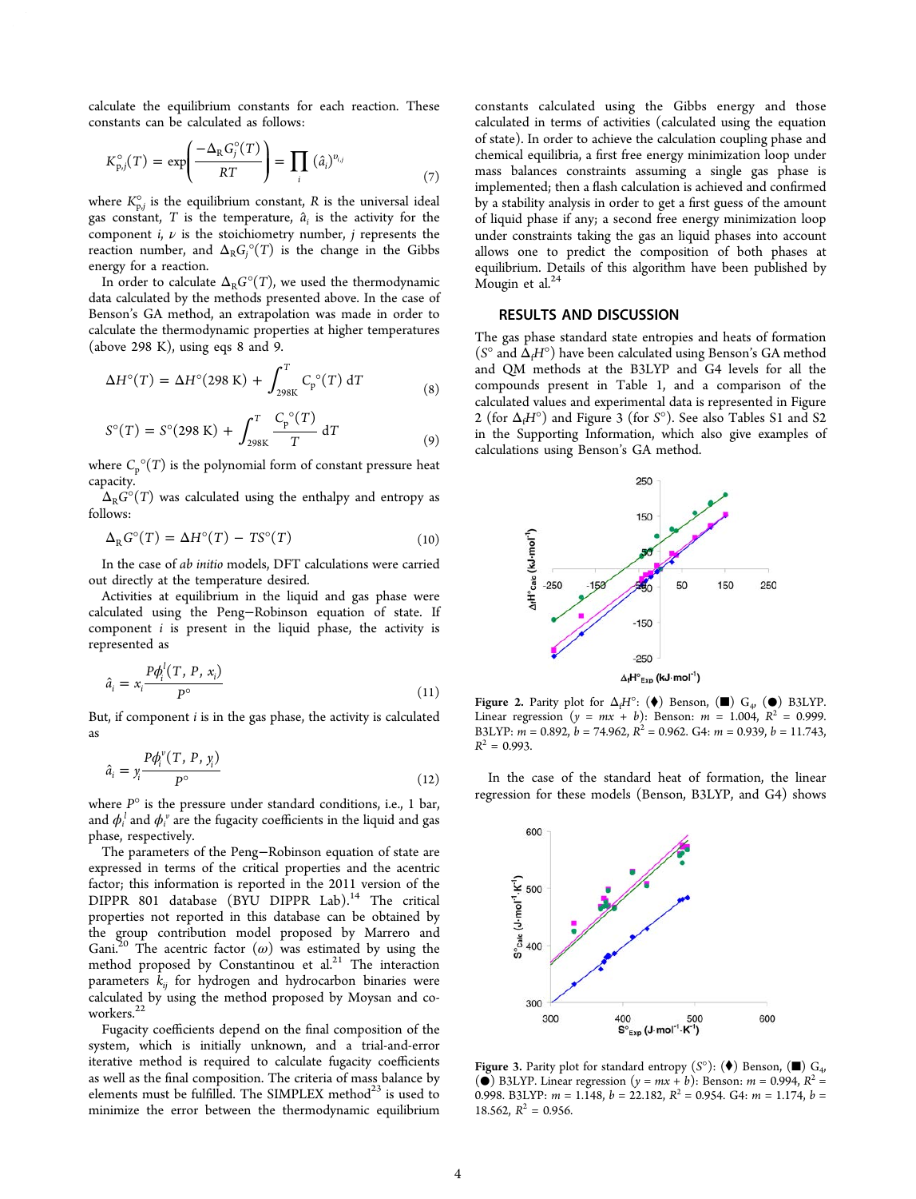calculate the equilibrium constants for each reaction. These constants can be calculated as follows:

$$K^{\circ}_{p,j}(T) = \exp\left(\frac{-\Delta_R G^{\circ}_j(T)}{RT}\right) = \prod_i (\hat{a}_i)^{\nu_{i,j}} \tag{7}$$

where $K^{\circ}_{p,j}$ is the equilibrium constant, $R$ is the universal ideal gas constant, $T$ is the temperature, $\hat{a}_i$ is the activity for the component $i$, $\nu$ is the stoichiometry number, $j$ represents the reaction number, and $\Delta_R G_j^{\circ}(T)$ is the change in the Gibbs energy for a reaction.

In order to calculate $\Delta_R G^{\circ}(T)$, we used the thermodynamic data calculated by the methods presented above. In the case of Benson's GA method, an extrapolation was made in order to calculate the thermodynamic properties at higher temperatures (above 298 K), using eqs 8 and 9.

$$\Delta H^{\circ}(T) = \Delta H^{\circ}(298\text{ K}) + \int_{298\text{K}}^{T} C_p^{\circ}(T)\,dT \tag{8}$$

$$S^{\circ}(T) = S^{\circ}(298\text{ K}) + \int_{298\text{K}}^{T} \frac{C_p^{\circ}(T)}{T}\,dT \tag{9}$$

where $C_p^{\circ}(T)$ is the polynomial form of constant pressure heat capacity.

$\Delta_R G^{\circ}(T)$ was calculated using the enthalpy and entropy as follows:

$$\Delta_R G^{\circ}(T) = \Delta H^{\circ}(T) - TS^{\circ}(T) \tag{10}$$

In the case of *ab initio* models, DFT calculations were carried out directly at the temperature desired.

Activities at equilibrium in the liquid and gas phase were calculated using the Peng–Robinson equation of state. If component $i$ is present in the liquid phase, the activity is represented as

$$\hat{a}_i = x_i \frac{P\phi_i^l(T, P, x_i)}{P^{\circ}} \tag{11}$$

But, if component $i$ is in the gas phase, the activity is calculated as

$$\hat{a}_i = y_i \frac{P\phi_i^v(T, P, y_i)}{P^{\circ}} \tag{12}$$

where $P^{\circ}$ is the pressure under standard conditions, i.e., 1 bar, and $\phi_i^l$ and $\phi_i^v$ are the fugacity coefficients in the liquid and gas phase, respectively.

The parameters of the Peng–Robinson equation of state are expressed in terms of the critical properties and the acentric factor; this information is reported in the 2011 version of the DIPPR 801 database (BYU DIPPR Lab).[14] The critical properties not reported in this database can be obtained by the group contribution model proposed by Marrero and Gani.[20] The acentric factor ($\omega$) was estimated by using the method proposed by Constantinou et al.[21] The interaction parameters $k_{ij}$ for hydrogen and hydrocarbon binaries were calculated by using the method proposed by Moysan and coworkers.[22]

Fugacity coefficients depend on the final composition of the system, which is initially unknown, and a trial-and-error iterative method is required to calculate fugacity coefficients as well as the final composition. The criteria of mass balance by elements must be fulfilled. The SIMPLEX method[23] is used to minimize the error between the thermodynamic equilibrium constants calculated using the Gibbs energy and those calculated in terms of activities (calculated using the equation of state). In order to achieve the calculation coupling phase and chemical equilibria, a first free energy minimization loop under mass balances constraints assuming a single gas phase is implemented; then a flash calculation is achieved and confirmed by a stability analysis in order to get a first guess of the amount of liquid phase if any; a second free energy minimization loop under constraints taking the gas an liquid phases into account allows one to predict the composition of both phases at equilibrium. Details of this algorithm have been published by Mougin et al.[24]

## RESULTS AND DISCUSSION

The gas phase standard state entropies and heats of formation ($S^{\circ}$ and $\Delta_f H^{\circ}$) have been calculated using Benson's GA method and QM methods at the B3LYP and G4 levels for all the compounds present in Table 1, and a comparison of the calculated values and experimental data is represented in Figure 2 (for $\Delta_f H^{\circ}$) and Figure 3 (for $S^{\circ}$). See also Tables S1 and S2 in the Supporting Information, which also give examples of calculations using Benson's GA method.

**Figure 2.** Parity plot for $\Delta_f H^{\circ}$: (♦) Benson, (■) $G_4$, (●) B3LYP. Linear regression ($y = mx + b$): Benson: $m = 1.004$, $R^2 = 0.999$. B3LYP: $m = 0.892$, $b = 74.962$, $R^2 = 0.962$. G4: $m = 0.939$, $b = 11.743$, $R^2 = 0.993$.

In the case of the standard heat of formation, the linear regression for these models (Benson, B3LYP, and G4) shows

**Figure 3.** Parity plot for standard entropy ($S^{\circ}$): (♦) Benson, (■) $G_4$, (●) B3LYP. Linear regression ($y = mx + b$): Benson: $m = 0.994$, $R^2 = 0.998$. B3LYP: $m = 1.148$, $b = 22.182$, $R^2 = 0.954$. G4: $m = 1.174$, $b = 18.562$, $R^2 = 0.956$.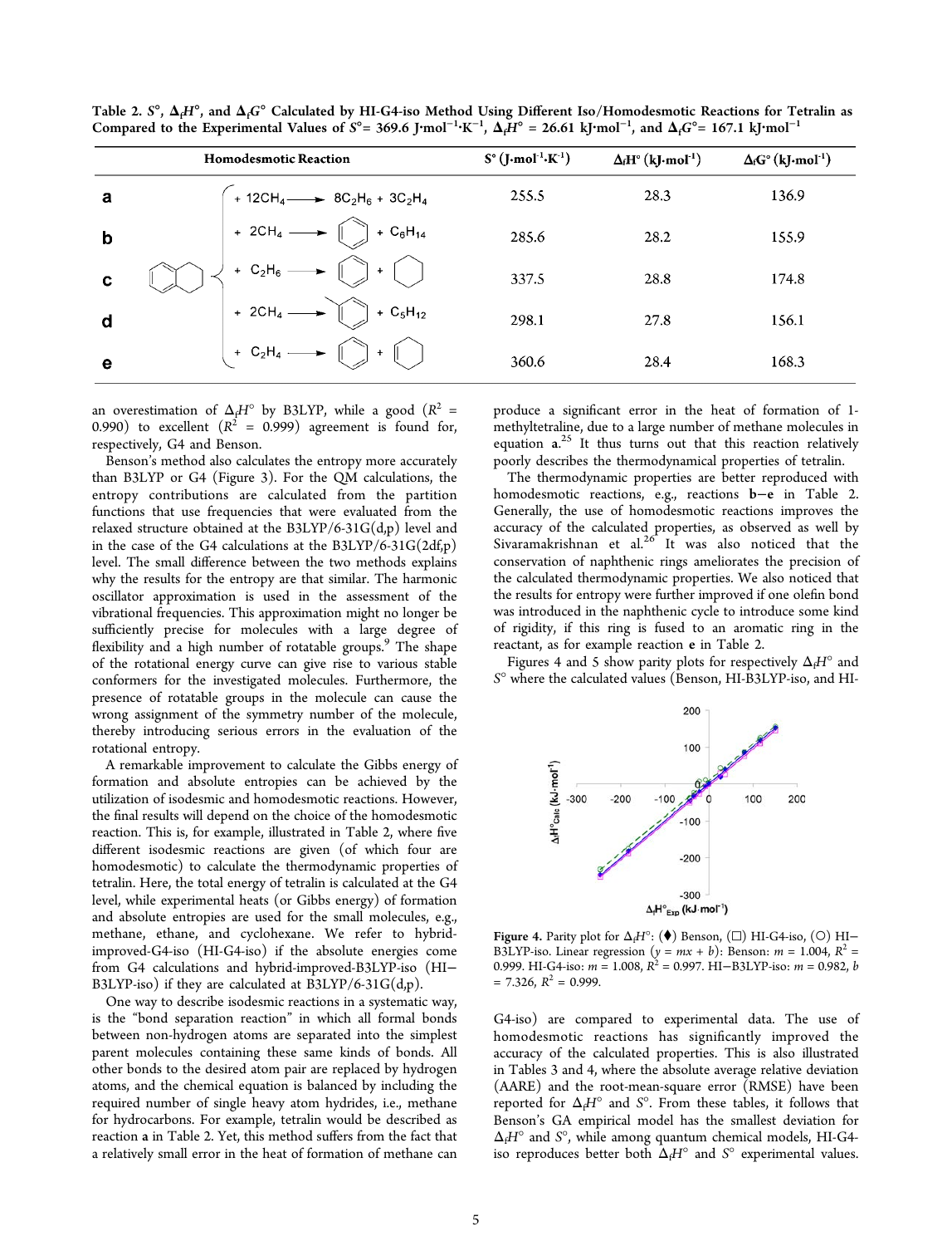**Table 2. $S°$, $\Delta_fH°$, and $\Delta_fG°$ Calculated by HI-G4-iso Method Using Different Iso/Homodesmotic Reactions for Tetralin as Compared to the Experimental Values of $S°$ = 369.6 J·mol$^{-1}$·K$^{-1}$, $\Delta_fH°$ = 26.61 kJ·mol$^{-1}$, and $\Delta_fG°$ = 167.1 kJ·mol$^{-1}$**

| | Homodesmotic Reaction | $S°$ (J·mol$^{-1}$·K$^{-1}$) | $\Delta_fH°$ (kJ·mol$^{-1}$) | $\Delta_fG°$ (kJ·mol$^{-1}$) |
|---|---|---|---|---|
| **a** | tetralin + 12$CH_4$ → 8$C_2H_6$ + 3$C_2H_4$ | 255.5 | 28.3 | 136.9 |
| **b** | tetralin + 2$CH_4$ → benzene + $C_6H_{14}$ | 285.6 | 28.2 | 155.9 |
| **c** | tetralin + $C_2H_6$ → benzene + cyclohexane | 337.5 | 28.8 | 174.8 |
| **d** | tetralin + 2$CH_4$ → toluene + $C_5H_{12}$ | 298.1 | 27.8 | 156.1 |
| **e** | tetralin + $C_2H_4$ → benzene + cyclohexene | 360.6 | 28.4 | 168.3 |

an overestimation of $\Delta_fH°$ by B3LYP, while a good ($R^2$ = 0.990) to excellent ($R^2$ = 0.999) agreement is found for, respectively, G4 and Benson.

Benson's method also calculates the entropy more accurately than B3LYP or G4 (Figure 3). For the QM calculations, the entropy contributions are calculated from the partition functions that use frequencies that were evaluated from the relaxed structure obtained at the B3LYP/6-31G(d,p) level and in the case of the G4 calculations at the B3LYP/6-31G(2df,p) level. The small difference between the two methods explains why the results for the entropy are that similar. The harmonic oscillator approximation is used in the assessment of the vibrational frequencies. This approximation might no longer be sufficiently precise for molecules with a large degree of flexibility and a high number of rotatable groups.[9] The shape of the rotational energy curve can give rise to various stable conformers for the investigated molecules. Furthermore, the presence of rotatable groups in the molecule can cause the wrong assignment of the symmetry number of the molecule, thereby introducing serious errors in the evaluation of the rotational entropy.

A remarkable improvement to calculate the Gibbs energy of formation and absolute entropies can be achieved by the utilization of isodesmic and homodesmotic reactions. However, the final results will depend on the choice of the homodesmotic reaction. This is, for example, illustrated in Table 2, where five different isodesmic reactions are given (of which four are homodesmotic) to calculate the thermodynamic properties of tetralin. Here, the total energy of tetralin is calculated at the G4 level, while experimental heats (or Gibbs energy) of formation and absolute entropies are used for the small molecules, e.g., methane, ethane, and cyclohexane. We refer to hybrid-improved-G4-iso (HI-G4-iso) if the absolute energies come from G4 calculations and hybrid-improved-B3LYP-iso (HI–B3LYP-iso) if they are calculated at B3LYP/6-31G(d,p).

One way to describe isodesmic reactions in a systematic way, is the "bond separation reaction" in which all formal bonds between non-hydrogen atoms are separated into the simplest parent molecules containing these same kinds of bonds. All other bonds to the desired atom pair are replaced by hydrogen atoms, and the chemical equation is balanced by including the required number of single heavy atom hydrides, i.e., methane for hydrocarbons. For example, tetralin would be described as reaction **a** in Table 2. Yet, this method suffers from the fact that a relatively small error in the heat of formation of methane can produce a significant error in the heat of formation of 1-methyltetraline, due to a large number of methane molecules in equation **a**.[25] It thus turns out that this reaction relatively poorly describes the thermodynamical properties of tetralin.

The thermodynamic properties are better reproduced with homodesmotic reactions, e.g., reactions **b**–**e** in Table 2. Generally, the use of homodesmotic reactions improves the accuracy of the calculated properties, as observed as well by Sivaramakrishnan et al.[26] It was also noticed that the conservation of naphthenic rings ameliorates the precision of the calculated thermodynamic properties. We also noticed that the results for entropy were further improved if one olefin bond was introduced in the naphthenic cycle to introduce some kind of rigidity, if this ring is fused to an aromatic ring in the reactant, as for example reaction **e** in Table 2.

Figures 4 and 5 show parity plots for respectively $\Delta_fH°$ and $S°$ where the calculated values (Benson, HI-B3LYP-iso, and HI-G4-iso) are compared to experimental data. The use of homodesmotic reactions has significantly improved the accuracy of the calculated properties. This is also illustrated in Tables 3 and 4, where the absolute average relative deviation (AARE) and the root-mean-square error (RMSE) have been reported for $\Delta_fH°$ and $S°$. From these tables, it follows that Benson's GA empirical model has the smallest deviation for $\Delta_fH°$ and $S°$, while among quantum chemical models, HI-G4-iso reproduces better both $\Delta_fH°$ and $S°$ experimental values.

**Figure 4.** Parity plot for $\Delta_fH°$: (♦) Benson, (□) HI-G4-iso, (○) HI–B3LYP-iso. Linear regression ($y = mx + b$): Benson: $m$ = 1.004, $R^2$ = 0.999. HI-G4-iso: $m$ = 1.008, $R^2$ = 0.997. HI–B3LYP-iso: $m$ = 0.982, $b$ = 7.326, $R^2$ = 0.999.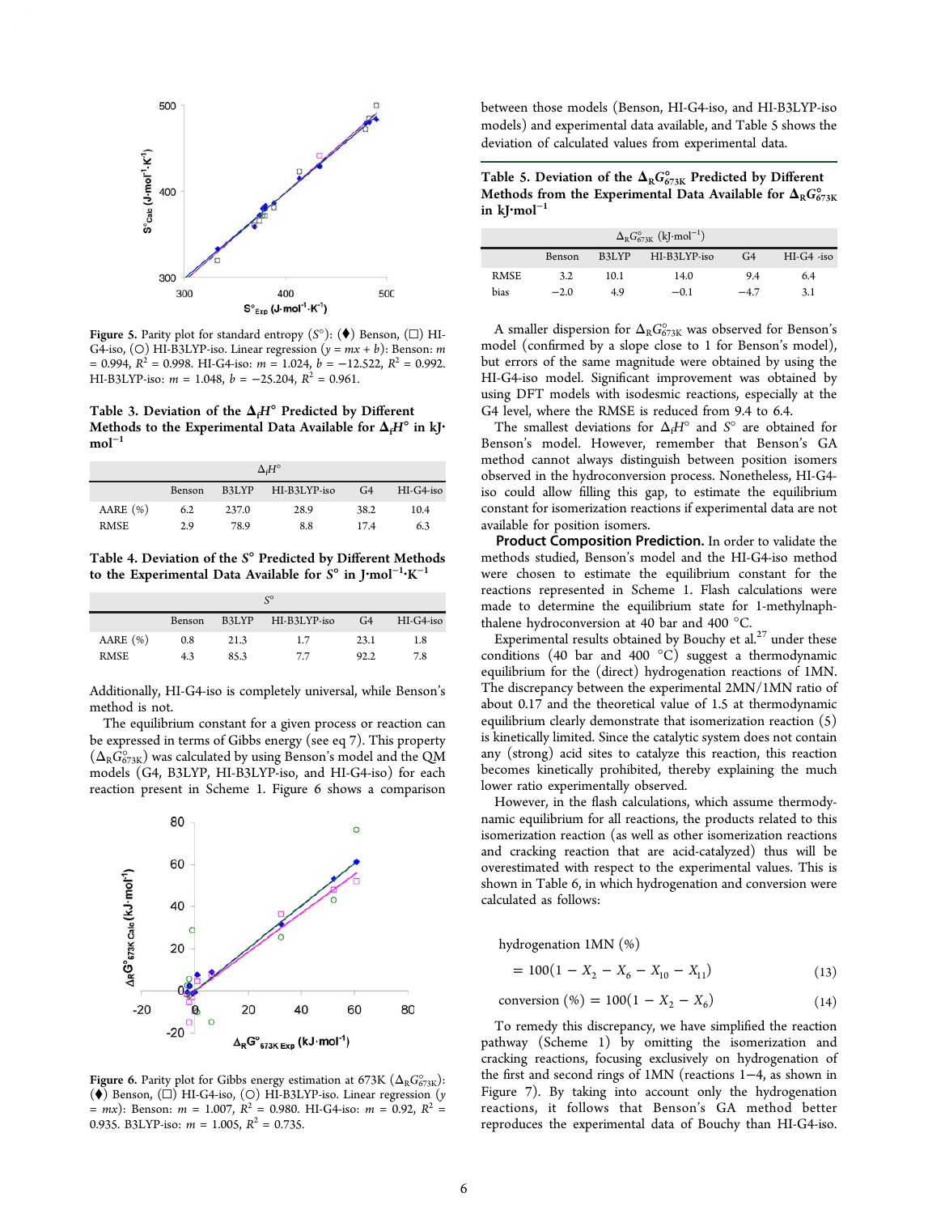Figure 5. Parity plot for standard entropy ($S°$): (♦) Benson, (□) HI-G4-iso, (○) HI-B3LYP-iso. Linear regression ($y = mx + b$): Benson: $m$ = 0.994, $R^2$ = 0.998. HI-G4-iso: $m$ = 1.024, $b$ = −12.522, $R^2$ = 0.992. HI-B3LYP-iso: $m$ = 1.048, $b$ = −25.204, $R^2$ = 0.961.

Table 3. Deviation of the $\Delta_f H°$ Predicted by Different Methods to the Experimental Data Available for $\Delta_f H°$ in kJ·mol$^{-1}$

| | $\Delta_f H°$ | | | | |
|---|---|---|---|---|---|
| | Benson | B3LYP | HI-B3LYP-iso | G4 | HI-G4-iso |
| AARE (%) | 6.2 | 237.0 | 28.9 | 38.2 | 10.4 |
| RMSE | 2.9 | 78.9 | 8.8 | 17.4 | 6.3 |

Table 4. Deviation of the $S°$ Predicted by Different Methods to the Experimental Data Available for $S°$ in J·mol$^{-1}$·K$^{-1}$

| | $S°$ | | | | |
|---|---|---|---|---|---|
| | Benson | B3LYP | HI-B3LYP-iso | G4 | HI-G4-iso |
| AARE (%) | 0.8 | 21.3 | 1.7 | 23.1 | 1.8 |
| RMSE | 4.3 | 85.3 | 7.7 | 92.2 | 7.8 |

Additionally, HI-G4-iso is completely universal, while Benson's method is not.

The equilibrium constant for a given process or reaction can be expressed in terms of Gibbs energy (see eq 7). This property ($\Delta_R G°_{673K}$) was calculated by using Benson's model and the QM models (G4, B3LYP, HI-B3LYP-iso, and HI-G4-iso) for each reaction present in Scheme 1. Figure 6 shows a comparison between those models (Benson, HI-G4-iso, and HI-B3LYP-iso models) and experimental data available, and Table 5 shows the deviation of calculated values from experimental data.

Figure 6. Parity plot for Gibbs energy estimation at 673K ($\Delta_R G°_{673K}$): (♦) Benson, (□) HI-G4-iso, (○) HI-B3LYP-iso. Linear regression ($y = mx$): Benson: $m$ = 1.007, $R^2$ = 0.980. HI-G4-iso: $m$ = 0.92, $R^2$ = 0.935. B3LYP-iso: $m$ = 1.005, $R^2$ = 0.735.

Table 5. Deviation of the $\Delta_R G°_{673K}$ Predicted by Different Methods from the Experimental Data Available for $\Delta_R G°_{673K}$ in kJ·mol$^{-1}$

| | $\Delta_R G°_{673K}$ (kJ·mol$^{-1}$) | | | | |
|---|---|---|---|---|---|
| | Benson | B3LYP | HI-B3LYP-iso | G4 | HI-G4 -iso |
| RMSE | 3.2 | 10.1 | 14.0 | 9.4 | 6.4 |
| bias | −2.0 | 4.9 | −0.1 | −4.7 | 3.1 |

A smaller dispersion for $\Delta_R G°_{673K}$ was observed for Benson's model (confirmed by a slope close to 1 for Benson's model), but errors of the same magnitude were obtained by using the HI-G4-iso model. Significant improvement was obtained by using DFT models with isodesmic reactions, especially at the G4 level, where the RMSE is reduced from 9.4 to 6.4.

The smallest deviations for $\Delta_f H°$ and $S°$ are obtained for Benson's model. However, remember that Benson's GA method cannot always distinguish between position isomers observed in the hydroconversion process. Nonetheless, HI-G4-iso could allow filling this gap, to estimate the equilibrium constant for isomerization reactions if experimental data are not available for position isomers.

**Product Composition Prediction.** In order to validate the methods studied, Benson's model and the HI-G4-iso method were chosen to estimate the equilibrium constant for the reactions represented in Scheme 1. Flash calculations were made to determine the equilibrium state for 1-methylnaphthalene hydroconversion at 40 bar and 400 °C.

Experimental results obtained by Bouchy et al.[27] under these conditions (40 bar and 400 °C) suggest a thermodynamic equilibrium for the (direct) hydrogenation reactions of 1MN. The discrepancy between the experimental 2MN/1MN ratio of about 0.17 and the theoretical value of 1.5 at thermodynamic equilibrium clearly demonstrate that isomerization reaction (5) is kinetically limited. Since the catalytic system does not contain any (strong) acid sites to catalyze this reaction, this reaction becomes kinetically prohibited, thereby explaining the much lower ratio experimentally observed.

However, in the flash calculations, which assume thermodynamic equilibrium for all reactions, the products related to this isomerization reaction (as well as other isomerization reactions and cracking reaction that are acid-catalyzed) thus will be overestimated with respect to the experimental values. This is shown in Table 6, in which hydrogenation and conversion were calculated as follows:

$$\text{hydrogenation 1MN (\%)} = 100(1 - X_2 - X_6 - X_{10} - X_{11}) \quad (13)$$

$$\text{conversion (\%)} = 100(1 - X_2 - X_6) \quad (14)$$

To remedy this discrepancy, we have simplified the reaction pathway (Scheme 1) by omitting the isomerization and cracking reactions, focusing exclusively on hydrogenation of the first and second rings of 1MN (reactions 1−4, as shown in Figure 7). By taking into account only the hydrogenation reactions, it follows that Benson's GA method better reproduces the experimental data of Bouchy than HI-G4-iso.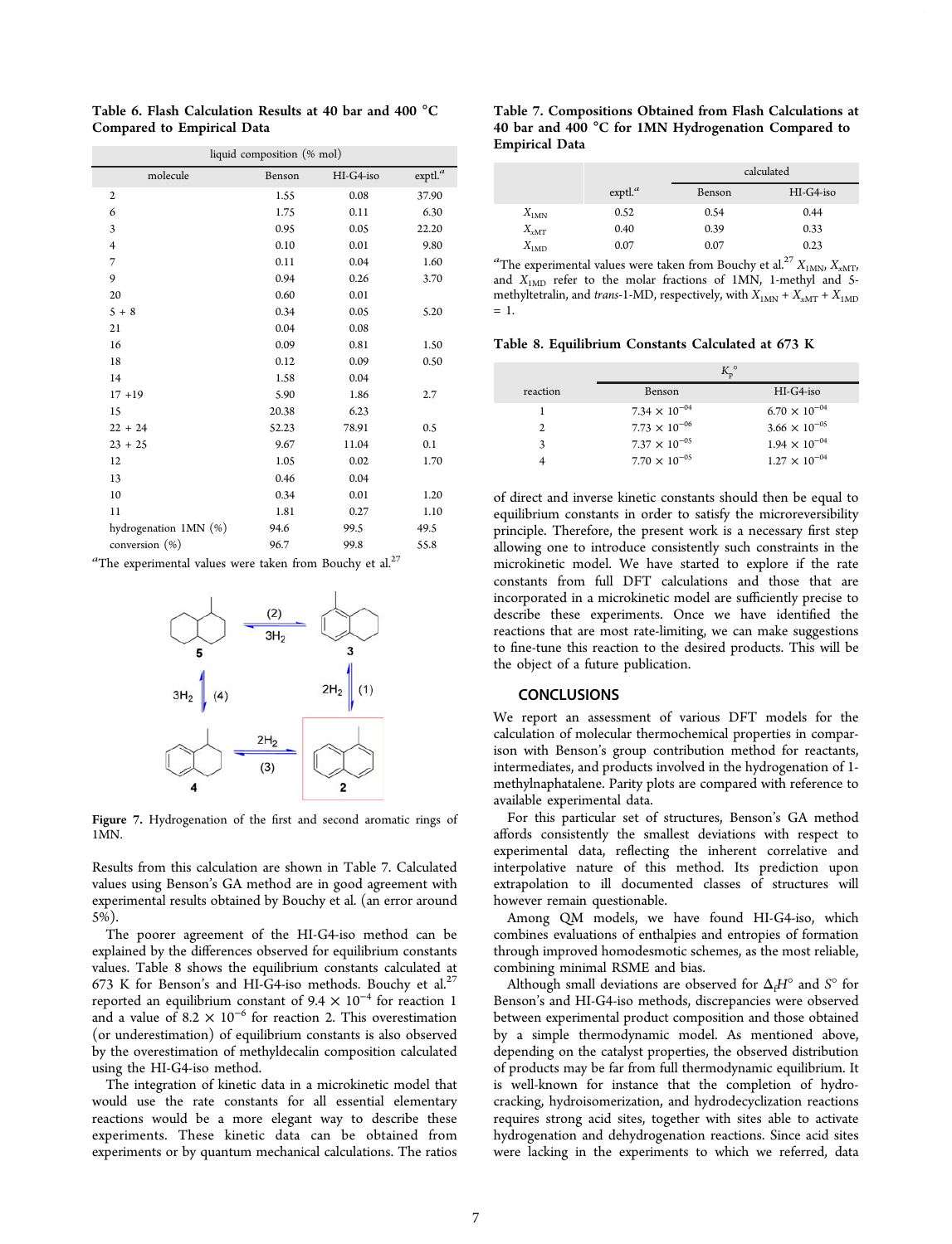**Table 6. Flash Calculation Results at 40 bar and 400 °C Compared to Empirical Data**

| | liquid composition (% mol) | | |
|---|---|---|---|
| molecule | Benson | HI-G4-iso | exptl.[a] |
| 2 | 1.55 | 0.08 | 37.90 |
| 6 | 1.75 | 0.11 | 6.30 |
| 3 | 0.95 | 0.05 | 22.20 |
| 4 | 0.10 | 0.01 | 9.80 |
| 7 | 0.11 | 0.04 | 1.60 |
| 9 | 0.94 | 0.26 | 3.70 |
| 20 | 0.60 | 0.01 | |
| 5 + 8 | 0.34 | 0.05 | 5.20 |
| 21 | 0.04 | 0.08 | |
| 16 | 0.09 | 0.81 | 1.50 |
| 18 | 0.12 | 0.09 | 0.50 |
| 14 | 1.58 | 0.04 | |
| 17 +19 | 5.90 | 1.86 | 2.7 |
| 15 | 20.38 | 6.23 | |
| 22 + 24 | 52.23 | 78.91 | 0.5 |
| 23 + 25 | 9.67 | 11.04 | 0.1 |
| 12 | 1.05 | 0.02 | 1.70 |
| 13 | 0.46 | 0.04 | |
| 10 | 0.34 | 0.01 | 1.20 |
| 11 | 1.81 | 0.27 | 1.10 |
| hydrogenation 1MN (%) | 94.6 | 99.5 | 49.5 |
| conversion (%) | 96.7 | 99.8 | 55.8 |

[a]The experimental values were taken from Bouchy et al.[27]

Figure 7. Hydrogenation of the first and second aromatic rings of 1MN.

Results from this calculation are shown in Table 7. Calculated values using Benson's GA method are in good agreement with experimental results obtained by Bouchy et al. (an error around 5%).

The poorer agreement of the HI-G4-iso method can be explained by the differences observed for equilibrium constants values. Table 8 shows the equilibrium constants calculated at 673 K for Benson's and HI-G4-iso methods. Bouchy et al.[27] reported an equilibrium constant of $9.4 \times 10^{-4}$ for reaction 1 and a value of $8.2 \times 10^{-6}$ for reaction 2. This overestimation (or underestimation) of equilibrium constants is also observed by the overestimation of methyldecalin composition calculated using the HI-G4-iso method.

The integration of kinetic data in a microkinetic model that would use the rate constants for all essential elementary reactions would be a more elegant way to describe these experiments. These kinetic data can be obtained from experiments or by quantum mechanical calculations. The ratios

**Table 7. Compositions Obtained from Flash Calculations at 40 bar and 400 °C for 1MN Hydrogenation Compared to Empirical Data**

| | | calculated | |
|---|---|---|---|
| | exptl.[a] | Benson | HI-G4-iso |
| $X_{1MN}$ | 0.52 | 0.54 | 0.44 |
| $X_{xMT}$ | 0.40 | 0.39 | 0.33 |
| $X_{1MD}$ | 0.07 | 0.07 | 0.23 |

[a]The experimental values were taken from Bouchy et al.[27] $X_{1MN}$, $X_{xMT}$, and $X_{1MD}$ refer to the molar fractions of 1MN, 1-methyl and 5-methyltetralin, and *trans*-1-MD, respectively, with $X_{1MN} + X_{xMT} + X_{1MD} = 1$.

**Table 8. Equilibrium Constants Calculated at 673 K**

| | $K_p^\circ$ | |
|---|---|---|
| reaction | Benson | HI-G4-iso |
| 1 | $7.34 \times 10^{-04}$ | $6.70 \times 10^{-04}$ |
| 2 | $7.73 \times 10^{-06}$ | $3.66 \times 10^{-05}$ |
| 3 | $7.37 \times 10^{-05}$ | $1.94 \times 10^{-04}$ |
| 4 | $7.70 \times 10^{-05}$ | $1.27 \times 10^{-04}$ |

of direct and inverse kinetic constants should then be equal to equilibrium constants in order to satisfy the microreversibility principle. Therefore, the present work is a necessary first step allowing one to introduce consistently such constraints in the microkinetic model. We have started to explore if the rate constants from full DFT calculations and those that are incorporated in a microkinetic model are sufficiently precise to describe these experiments. Once we have identified the reactions that are most rate-limiting, we can make suggestions to fine-tune this reaction to the desired products. This will be the object of a future publication.

## CONCLUSIONS

We report an assessment of various DFT models for the calculation of molecular thermochemical properties in comparison with Benson's group contribution method for reactants, intermediates, and products involved in the hydrogenation of 1-methylnaphatalene. Parity plots are compared with reference to available experimental data.

For this particular set of structures, Benson's GA method affords consistently the smallest deviations with respect to experimental data, reflecting the inherent correlative and interpolative nature of this method. Its prediction upon extrapolation to ill documented classes of structures will however remain questionable.

Among QM models, we have found HI-G4-iso, which combines evaluations of enthalpies and entropies of formation through improved homodesmotic schemes, as the most reliable, combining minimal RSME and bias.

Although small deviations are observed for $\Delta_f H^\circ$ and $S^\circ$ for Benson's and HI-G4-iso methods, discrepancies were observed between experimental product composition and those obtained by a simple thermodynamic model. As mentioned above, depending on the catalyst properties, the observed distribution of products may be far from full thermodynamic equilibrium. It is well-known for instance that the completion of hydrocracking, hydroisomerization, and hydrodecyclization reactions requires strong acid sites, together with sites able to activate hydrogenation and dehydrogenation reactions. Since acid sites were lacking in the experiments to which we referred, data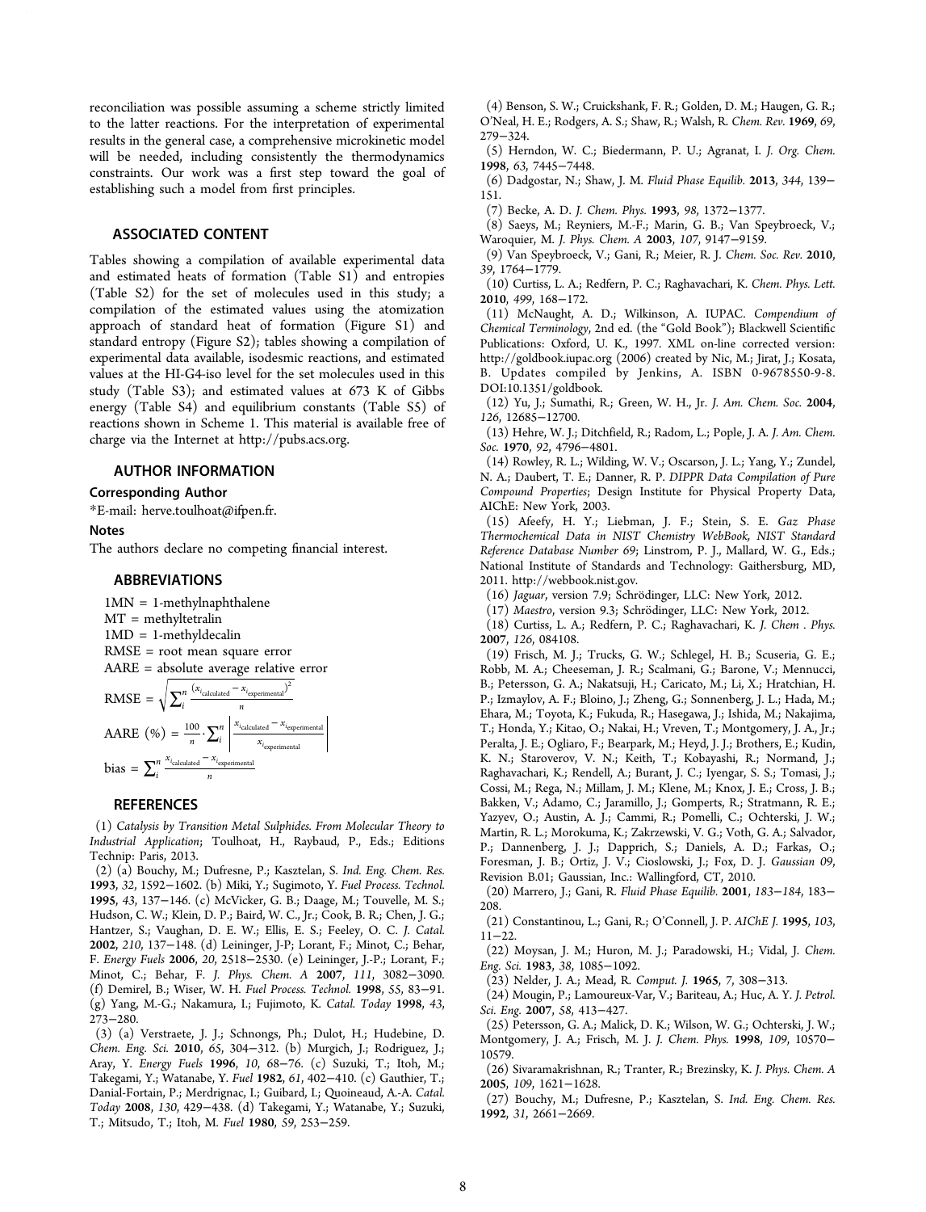reconciliation was possible assuming a scheme strictly limited to the latter reactions. For the interpretation of experimental results in the general case, a comprehensive microkinetic model will be needed, including consistently the thermodynamics constraints. Our work was a first step toward the goal of establishing such a model from first principles.

## ASSOCIATED CONTENT

Tables showing a compilation of available experimental data and estimated heats of formation (Table S1) and entropies (Table S2) for the set of molecules used in this study; a compilation of the estimated values using the atomization approach of standard heat of formation (Figure S1) and standard entropy (Figure S2); tables showing a compilation of experimental data available, isodesmic reactions, and estimated values at the HI-G4-iso level for the set molecules used in this study (Table S3); and estimated values at 673 K of Gibbs energy (Table S4) and equilibrium constants (Table S5) of reactions shown in Scheme 1. This material is available free of charge via the Internet at http://pubs.acs.org.

## AUTHOR INFORMATION

### Corresponding Author

*E-mail: herve.toulhoat@ifpen.fr.

### Notes

The authors declare no competing financial interest.

## ABBREVIATIONS

1MN = 1-methylnaphthalene
MT = methyltetralin
1MD = 1-methyldecalin
RMSE = root mean square error
AARE = absolute average relative error

$$\text{RMSE} = \sqrt{\sum_i^n \frac{(x_{i_\text{calculated}} - x_{i_\text{experimental}})^2}{n}}$$

$$\text{AARE (\%)} = \frac{100}{n} \cdot \sum_i^n \left| \frac{x_{i_\text{calculated}} - x_{i_\text{experimental}}}{x_{i_\text{experimental}}} \right|$$

$$\text{bias} = \sum_i^n \frac{x_{i_\text{calculated}} - x_{i_\text{experimental}}}{n}$$

## REFERENCES

(1) *Catalysis by Transition Metal Sulphides. From Molecular Theory to Industrial Application*; Toulhoat, H., Raybaud, P., Eds.; Editions Technip: Paris, 2013.

(2) (a) Bouchy, M.; Dufresne, P.; Kasztelan, S. *Ind. Eng. Chem. Res.* **1993**, *32*, 1592−1602. (b) Miki, Y.; Sugimoto, Y. *Fuel Process. Technol.* **1995**, *43*, 137−146. (c) McVicker, G. B.; Daage, M.; Touvelle, M. S.; Hudson, C. W.; Klein, D. P.; Baird, W. C., Jr.; Cook, B. R.; Chen, J. G.; Hantzer, S.; Vaughan, D. E. W.; Ellis, E. S.; Feeley, O. C. *J. Catal.* **2002**, *210*, 137−148. (d) Leininger, J-P; Lorant, F.; Minot, C.; Behar, F. *Energy Fuels* **2006**, *20*, 2518−2530. (e) Leininger, J.-P.; Lorant, F.; Minot, C.; Behar, F. *J. Phys. Chem. A* **2007**, *111*, 3082−3090. (f) Demirel, B.; Wiser, W. H. *Fuel Process. Technol.* **1998**, *55*, 83−91. (g) Yang, M.-G.; Nakamura, I.; Fujimoto, K. *Catal. Today* **1998**, *43*, 273−280.

(3) (a) Verstraete, J. J.; Schnongs, Ph.; Dulot, H.; Hudebine, D. *Chem. Eng. Sci.* **2010**, *65*, 304−312. (b) Murgich, J.; Rodriguez, J.; Aray, Y. *Energy Fuels* **1996**, *10*, 68−76. (c) Suzuki, T.; Itoh, M.; Takegami, Y.; Watanabe, Y. *Fuel* **1982**, *61*, 402−410. (c) Gauthier, T.; Danial-Fortain, P.; Merdrignac, I.; Guibard, I.; Quoineaud, A.-A. *Catal. Today* **2008**, *130*, 429−438. (d) Takegami, Y.; Watanabe, Y.; Suzuki, T.; Mitsudo, T.; Itoh, M. *Fuel* **1980**, *59*, 253−259.

(4) Benson, S. W.; Cruickshank, F. R.; Golden, D. M.; Haugen, G. R.; O'Neal, H. E.; Rodgers, A. S.; Shaw, R.; Walsh, R. *Chem. Rev.* **1969**, *69*, 279−324.

(5) Herndon, W. C.; Biedermann, P. U.; Agranat, I. *J. Org. Chem.* **1998**, *63*, 7445−7448.

(6) Dadgostar, N.; Shaw, J. M. *Fluid Phase Equilib.* **2013**, *344*, 139−151.

(7) Becke, A. D. *J. Chem. Phys.* **1993**, *98*, 1372−1377.

(8) Saeys, M.; Reyniers, M.-F.; Marin, G. B.; Van Speybroeck, V.; Waroquier, M. *J. Phys. Chem. A* **2003**, *107*, 9147−9159.

(9) Van Speybroeck, V.; Gani, R.; Meier, R. J. *Chem. Soc. Rev.* **2010**, *39*, 1764−1779.

(10) Curtiss, L. A.; Redfern, P. C.; Raghavachari, K. *Chem. Phys. Lett.* **2010**, *499*, 168−172.

(11) McNaught, A. D.; Wilkinson, A. IUPAC. *Compendium of Chemical Terminology*, 2nd ed. (the "Gold Book"); Blackwell Scientific Publications: Oxford, U. K., 1997. XML on-line corrected version: http://goldbook.iupac.org (2006) created by Nic, M.; Jirat, J.; Kosata, B. Updates compiled by Jenkins, A. ISBN 0-9678550-9-8. DOI:10.1351/goldbook.

(12) Yu, J.; Sumathi, R.; Green, W. H., Jr. *J. Am. Chem. Soc.* **2004**, *126*, 12685−12700.

(13) Hehre, W. J.; Ditchfield, R.; Radom, L.; Pople, J. A. *J. Am. Chem. Soc.* **1970**, *92*, 4796−4801.

(14) Rowley, R. L.; Wilding, W. V.; Oscarson, J. L.; Yang, Y.; Zundel, N. A.; Daubert, T. E.; Danner, R. P. *DIPPR Data Compilation of Pure Compound Properties*; Design Institute for Physical Property Data, AIChE: New York, 2003.

(15) Afeefy, H. Y.; Liebman, J. F.; Stein, S. E. *Gaz Phase Thermochemical Data in NIST Chemistry WebBook, NIST Standard Reference Database Number 69*; Linstrom, P. J., Mallard, W. G., Eds.; National Institute of Standards and Technology: Gaithersburg, MD, 2011. http://webbook.nist.gov.

(16) *Jaguar*, version 7.9; Schrödinger, LLC: New York, 2012.

(17) *Maestro*, version 9.3; Schrödinger, LLC: New York, 2012.

(18) Curtiss, L. A.; Redfern, P. C.; Raghavachari, K. *J. Chem . Phys.* **2007**, *126*, 084108.

(19) Frisch, M. J.; Trucks, G. W.; Schlegel, H. B.; Scuseria, G. E.; Robb, M. A.; Cheeseman, J. R.; Scalmani, G.; Barone, V.; Mennucci, B.; Petersson, G. A.; Nakatsuji, H.; Caricato, M.; Li, X.; Hratchian, H. P.; Izmaylov, A. F.; Bloino, J.; Zheng, G.; Sonnenberg, J. L.; Hada, M.; Ehara, M.; Toyota, K.; Fukuda, R.; Hasegawa, J.; Ishida, M.; Nakajima, T.; Honda, Y.; Kitao, O.; Nakai, H.; Vreven, T.; Montgomery, J. A., Jr.; Peralta, J. E.; Ogliaro, F.; Bearpark, M.; Heyd, J. J.; Brothers, E.; Kudin, K. N.; Staroverov, V. N.; Keith, T.; Kobayashi, R.; Normand, J.; Raghavachari, K.; Rendell, A.; Burant, J. C.; Iyengar, S. S.; Tomasi, J.; Cossi, M.; Rega, N.; Millam, J. M.; Klene, M.; Knox, J. E.; Cross, J. B.; Bakken, V.; Adamo, C.; Jaramillo, J.; Gomperts, R.; Stratmann, R. E.; Yazyev, O.; Austin, A. J.; Cammi, R.; Pomelli, C.; Ochterski, J. W.; Martin, R. L.; Morokuma, K.; Zakrzewski, V. G.; Voth, G. A.; Salvador, P.; Dannenberg, J. J.; Dapprich, S.; Daniels, A. D.; Farkas, O.; Foresman, J. B.; Ortiz, J. V.; Cioslowski, J.; Fox, D. J. *Gaussian 09*, Revision B.01; Gaussian, Inc.: Wallingford, CT, 2010.

(20) Marrero, J.; Gani, R. *Fluid Phase Equilib.* **2001**, *183−184*, 183−208.

(21) Constantinou, L.; Gani, R.; O'Connell, J. P. *AIChE J.* **1995**, *103*, 11−22.

(22) Moysan, J. M.; Huron, M. J.; Paradowski, H.; Vidal, J. *Chem. Eng. Sci.* **1983**, *38*, 1085−1092.

(23) Nelder, J. A.; Mead, R. *Comput. J.* **1965**, *7*, 308−313.

(24) Mougin, P.; Lamoureux-Var, V.; Bariteau, A.; Huc, A. Y. *J. Petrol. Sci. Eng.* **2007**, *58*, 413−427.

(25) Petersson, G. A.; Malick, D. K.; Wilson, W. G.; Ochterski, J. W.; Montgomery, J. A.; Frisch, M. J. *J. Chem. Phys.* **1998**, *109*, 10570−10579.

(26) Sivaramakrishnan, R.; Tranter, R.; Brezinsky, K. *J. Phys. Chem. A* **2005**, *109*, 1621−1628.

(27) Bouchy, M.; Dufresne, P.; Kasztelan, S. *Ind. Eng. Chem. Res.* **1992**, *31*, 2661−2669.